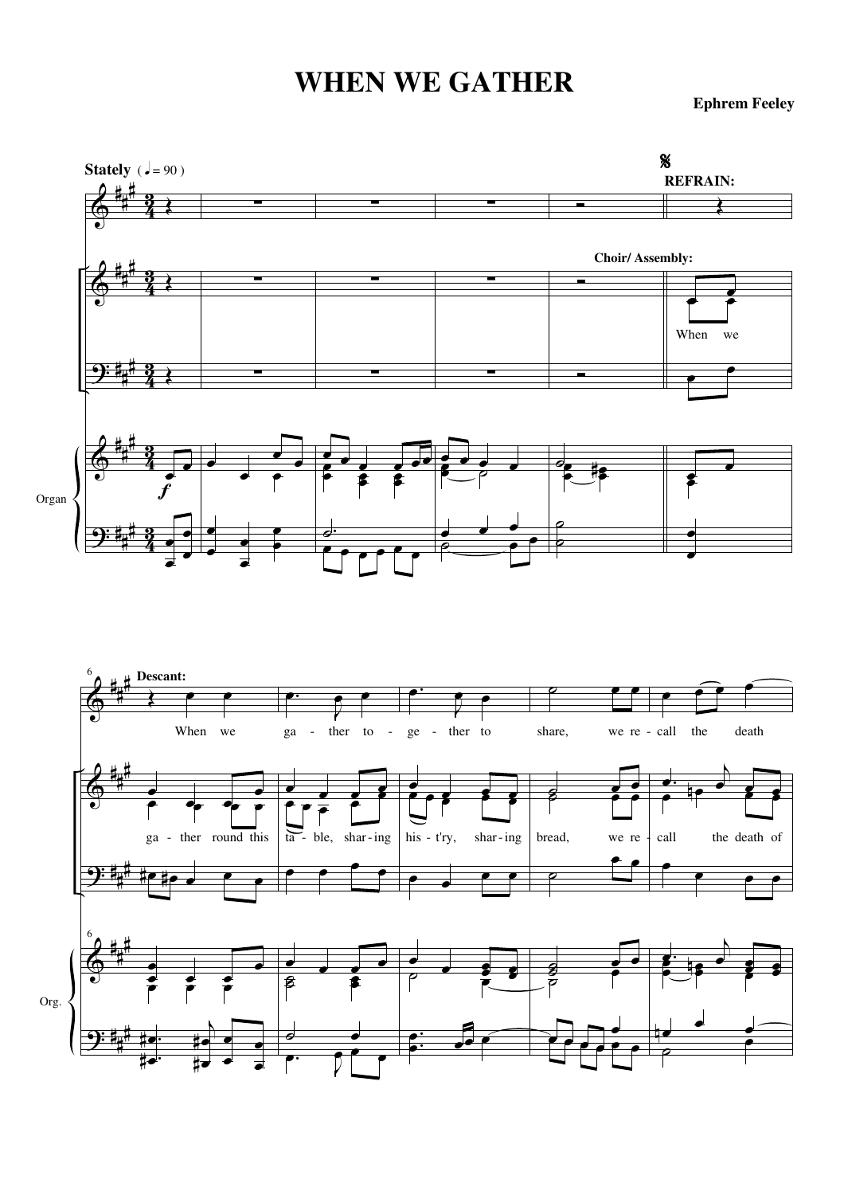# WHEN WE GATHER

**Ephrem Feeley**

**Stately** ( ♩= 90 )

**REFRAIN:**

**Choir/ Assembly:**

When we ga - ther round this ta - ble, shar - ing his - t'ry, shar - ing bread, we re - call the death of

**Descant:**

When we ga - ther to - ge - ther to share, we re - call the death

Organ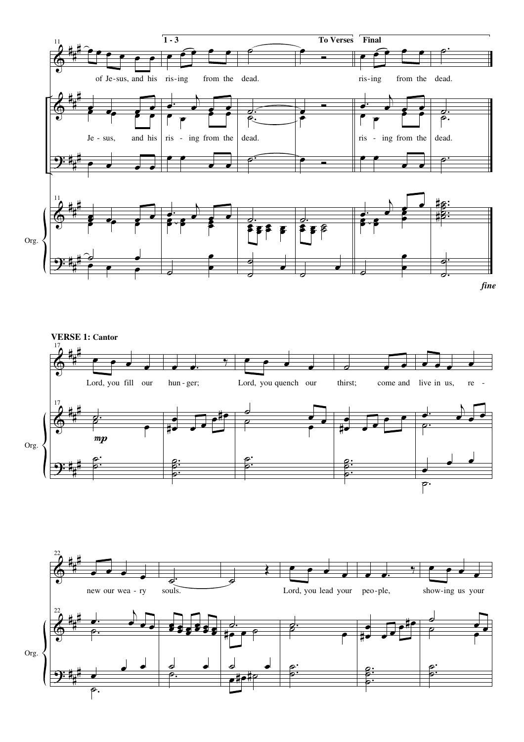**1 - 3** **To Verses** **Final**

of Je-sus, and his ris-ing from the dead. ris-ing from the dead.

Je - sus, and his ris - ing from the dead. ris - ing from the dead.

Org.

*fine*

**VERSE 1: Cantor**

Lord, you fill our hun - ger; Lord, you quench our thirst; come and live in us, re - new our wea - ry souls. Lord, you lead your peo-ple, show-ing us your

*mp*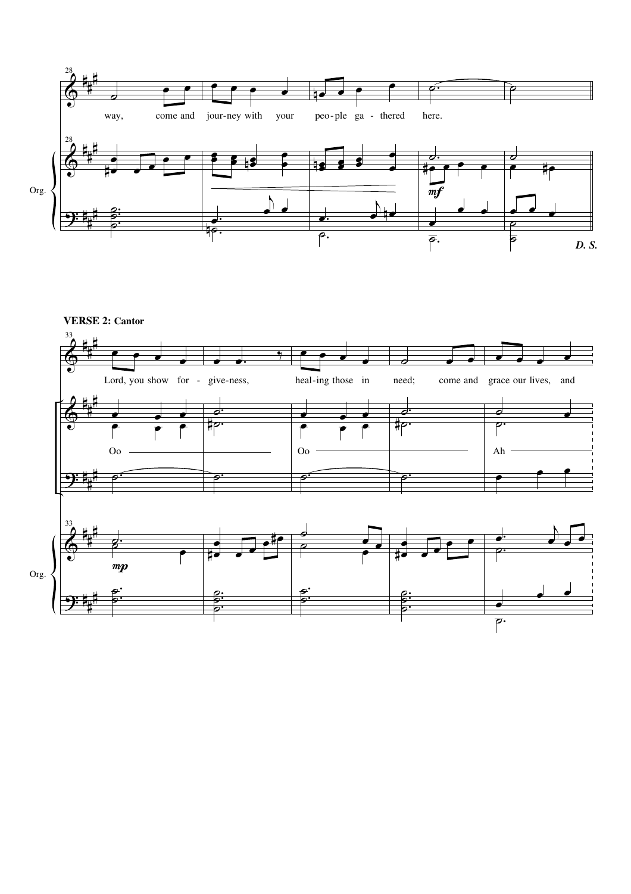28

way, come and jour-ney with your peo-ple ga - thered here.

Org.

*mf*

***D. S.***

**VERSE 2: Cantor**

33

Lord, you show for - give-ness, heal-ing those in need; come and grace our lives, and

Oo Oo Ah

Org.

*mp*